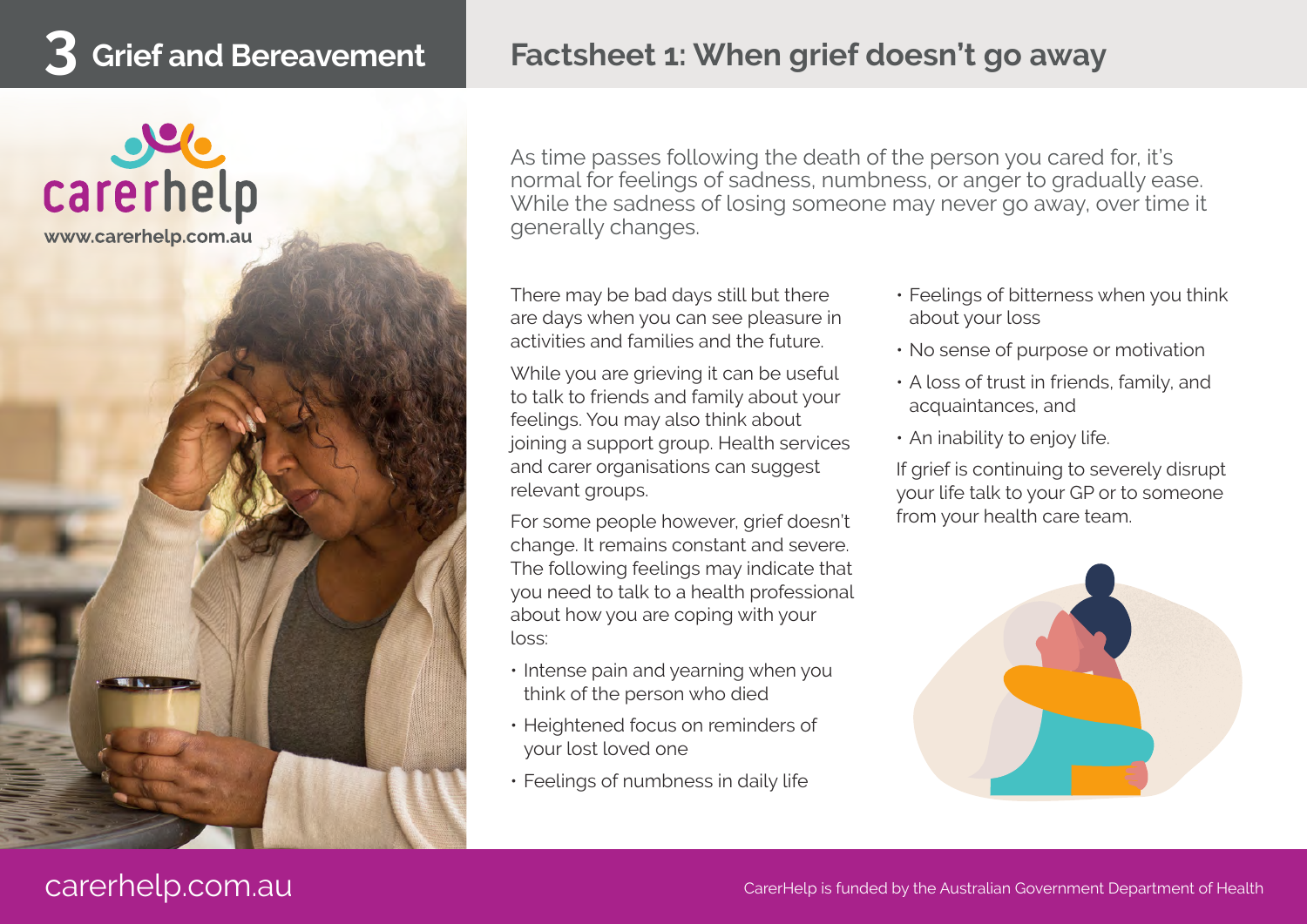# 3 Grief and Bereavement

## Factsheet 1: When grief doesn't go away

carerhelp
www.carerhelp.com.au

As time passes following the death of the person you cared for, it's normal for feelings of sadness, numbness, or anger to gradually ease. While the sadness of losing someone may never go away, over time it generally changes.

There may be bad days still but there are days when you can see pleasure in activities and families and the future.

While you are grieving it can be useful to talk to friends and family about your feelings. You may also think about joining a support group. Health services and carer organisations can suggest relevant groups.

For some people however, grief doesn't change. It remains constant and severe. The following feelings may indicate that you need to talk to a health professional about how you are coping with your loss:

- Intense pain and yearning when you think of the person who died
- Heightened focus on reminders of your lost loved one
- Feelings of numbness in daily life
- Feelings of bitterness when you think about your loss
- No sense of purpose or motivation
- A loss of trust in friends, family, and acquaintances, and
- An inability to enjoy life.

If grief is continuing to severely disrupt your life talk to your GP or to someone from your health care team.

carerhelp.com.au

CarerHelp is funded by the Australian Government Department of Health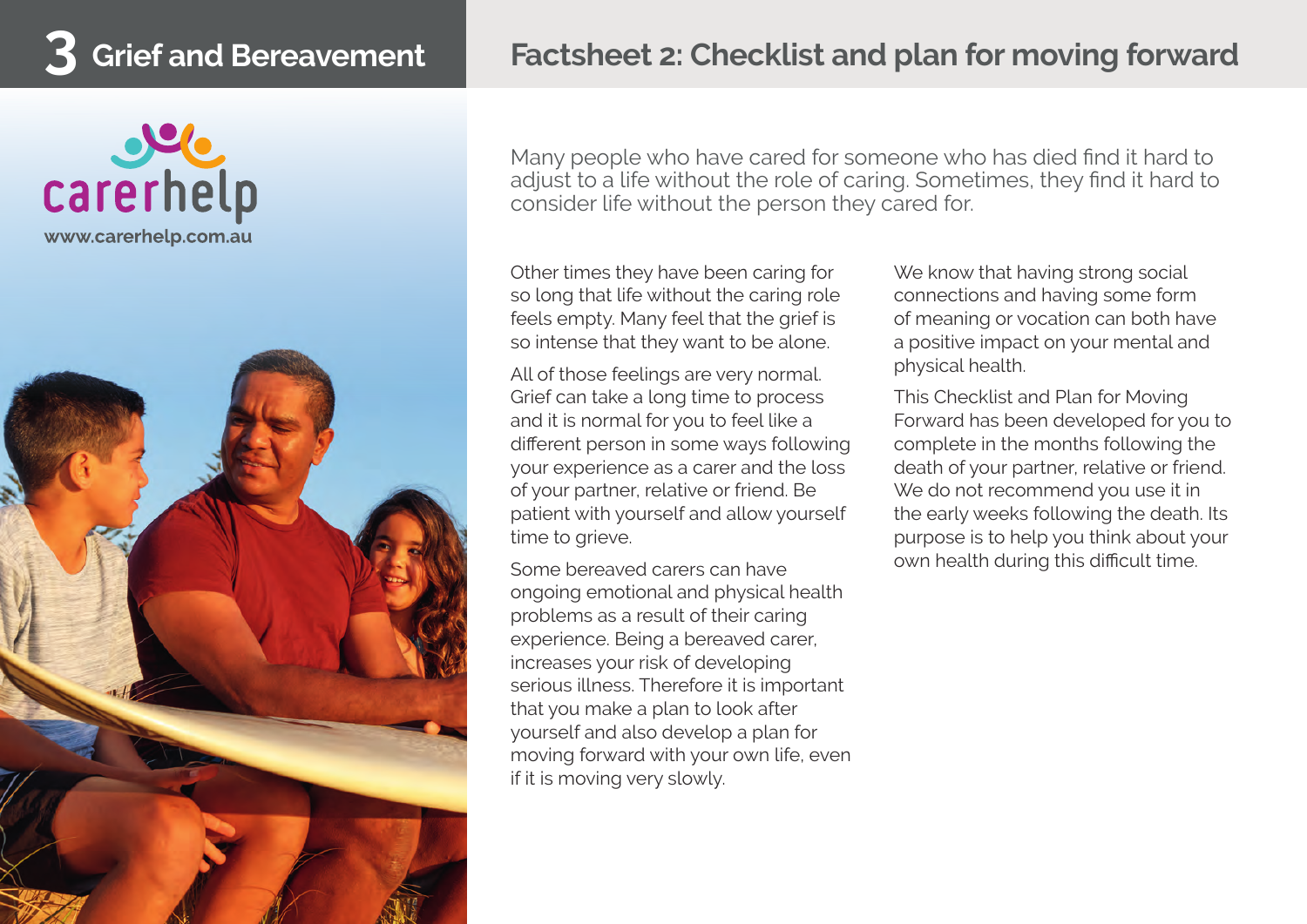# 3 Grief and Bereavement

carerhelp
www.carerhelp.com.au

## Factsheet 2: Checklist and plan for moving forward

Many people who have cared for someone who has died find it hard to adjust to a life without the role of caring. Sometimes, they find it hard to consider life without the person they cared for.

Other times they have been caring for so long that life without the caring role feels empty. Many feel that the grief is so intense that they want to be alone.

All of those feelings are very normal. Grief can take a long time to process and it is normal for you to feel like a different person in some ways following your experience as a carer and the loss of your partner, relative or friend. Be patient with yourself and allow yourself time to grieve.

Some bereaved carers can have ongoing emotional and physical health problems as a result of their caring experience. Being a bereaved carer, increases your risk of developing serious illness. Therefore it is important that you make a plan to look after yourself and also develop a plan for moving forward with your own life, even if it is moving very slowly.

We know that having strong social connections and having some form of meaning or vocation can both have a positive impact on your mental and physical health.

This Checklist and Plan for Moving Forward has been developed for you to complete in the months following the death of your partner, relative or friend. We do not recommend you use it in the early weeks following the death. Its purpose is to help you think about your own health during this difficult time.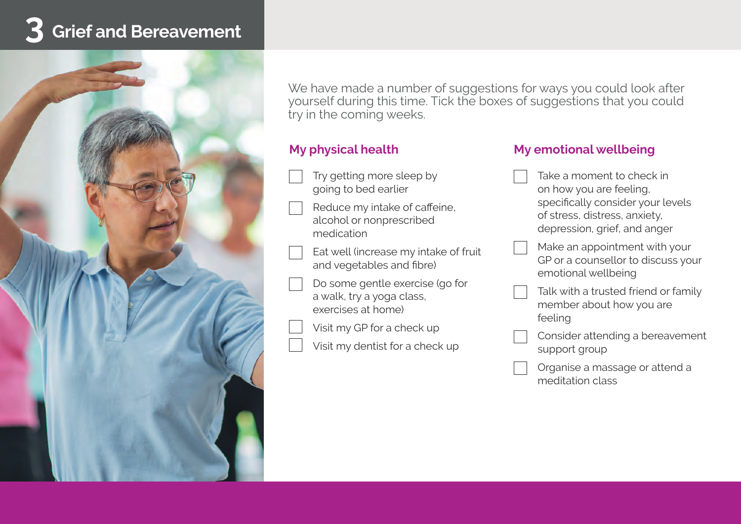# 3 Grief and Bereavement

We have made a number of suggestions for ways you could look after yourself during this time. Tick the boxes of suggestions that you could try in the coming weeks.

## My physical health

- [ ] Try getting more sleep by going to bed earlier
- [ ] Reduce my intake of caffeine, alcohol or nonprescribed medication
- [ ] Eat well (increase my intake of fruit and vegetables and fibre)
- [ ] Do some gentle exercise (go for a walk, try a yoga class, exercises at home)
- [ ] Visit my GP for a check up
- [ ] Visit my dentist for a check up

## My emotional wellbeing

- [ ] Take a moment to check in on how you are feeling, specifically consider your levels of stress, distress, anxiety, depression, grief, and anger
- [ ] Make an appointment with your GP or a counsellor to discuss your emotional wellbeing
- [ ] Talk with a trusted friend or family member about how you are feeling
- [ ] Consider attending a bereavement support group
- [ ] Organise a massage or attend a meditation class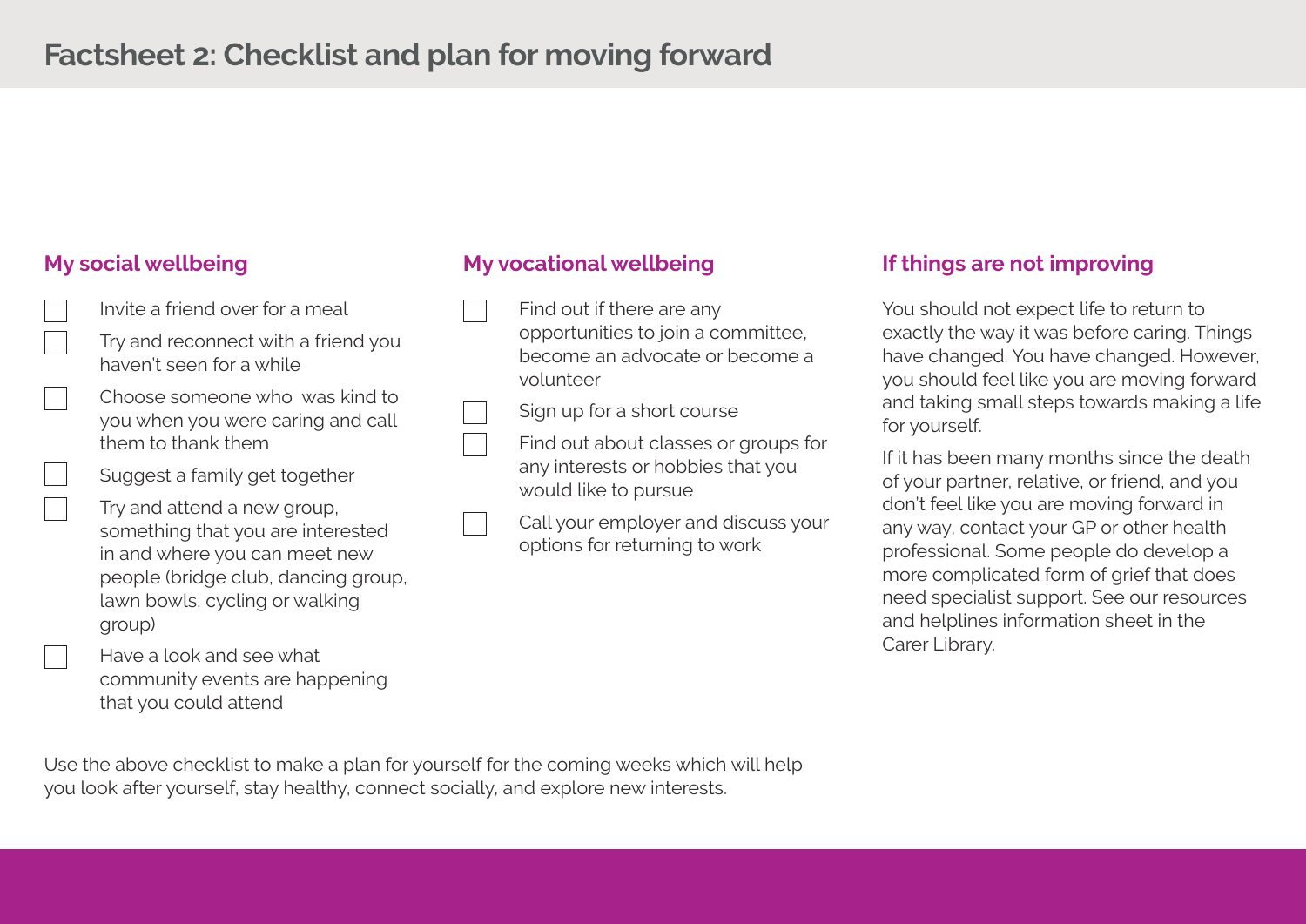# Factsheet 2: Checklist and plan for moving forward

## My social wellbeing

- [ ] Invite a friend over for a meal
- [ ] Try and reconnect with a friend you haven't seen for a while
- [ ] Choose someone who was kind to you when you were caring and call them to thank them
- [ ] Suggest a family get together
- [ ] Try and attend a new group, something that you are interested in and where you can meet new people (bridge club, dancing group, lawn bowls, cycling or walking group)
- [ ] Have a look and see what community events are happening that you could attend

## My vocational wellbeing

- [ ] Find out if there are any opportunities to join a committee, become an advocate or become a volunteer
- [ ] Sign up for a short course
- [ ] Find out about classes or groups for any interests or hobbies that you would like to pursue
- [ ] Call your employer and discuss your options for returning to work

## If things are not improving

You should not expect life to return to exactly the way it was before caring. Things have changed. You have changed. However, you should feel like you are moving forward and taking small steps towards making a life for yourself.

If it has been many months since the death of your partner, relative, or friend, and you don't feel like you are moving forward in any way, contact your GP or other health professional. Some people do develop a more complicated form of grief that does need specialist support. See our resources and helplines information sheet in the Carer Library.

Use the above checklist to make a plan for yourself for the coming weeks which will help you look after yourself, stay healthy, connect socially, and explore new interests.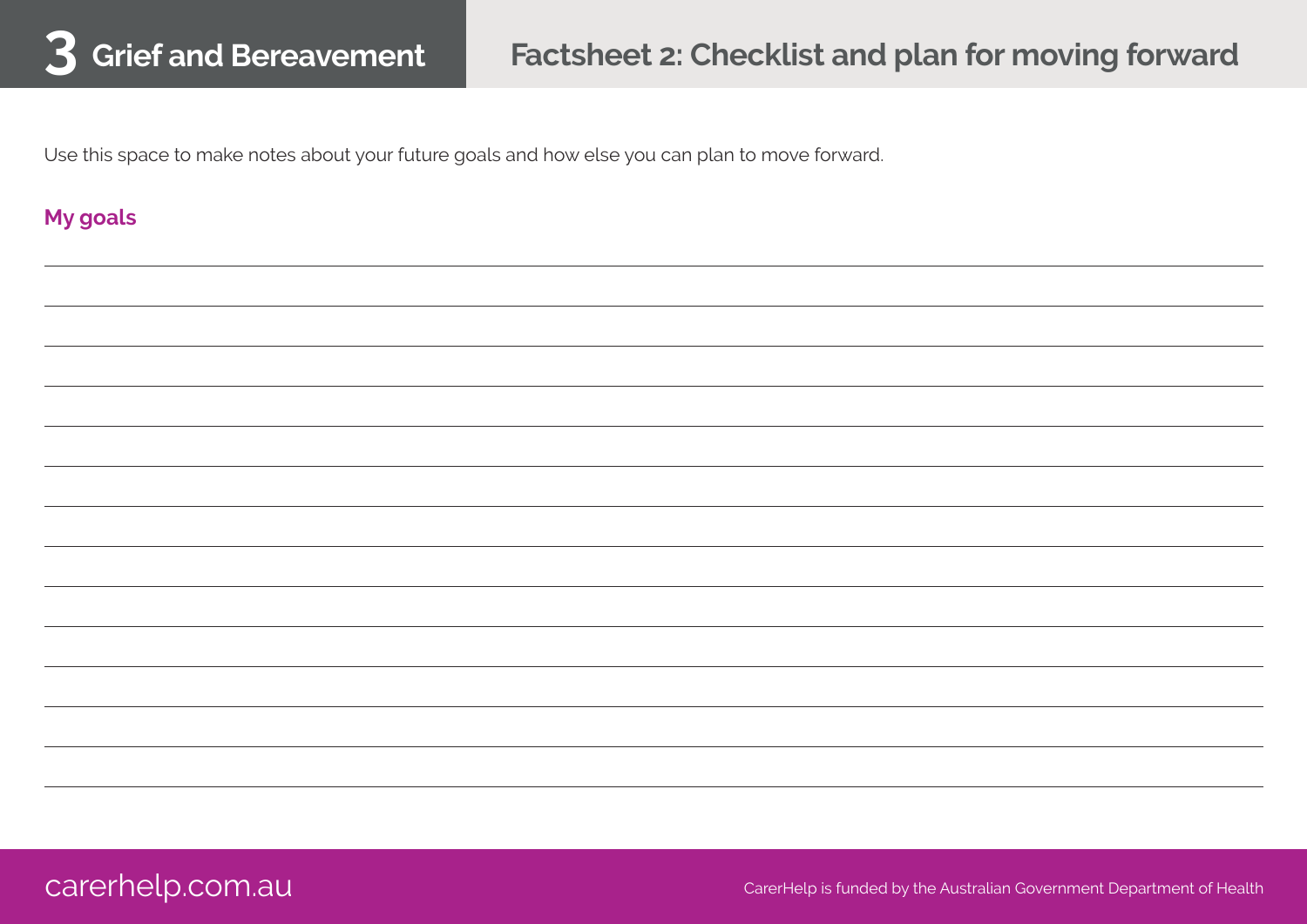# 3 Grief and Bereavement

## Factsheet 2: Checklist and plan for moving forward

Use this space to make notes about your future goals and how else you can plan to move forward.

### My goals